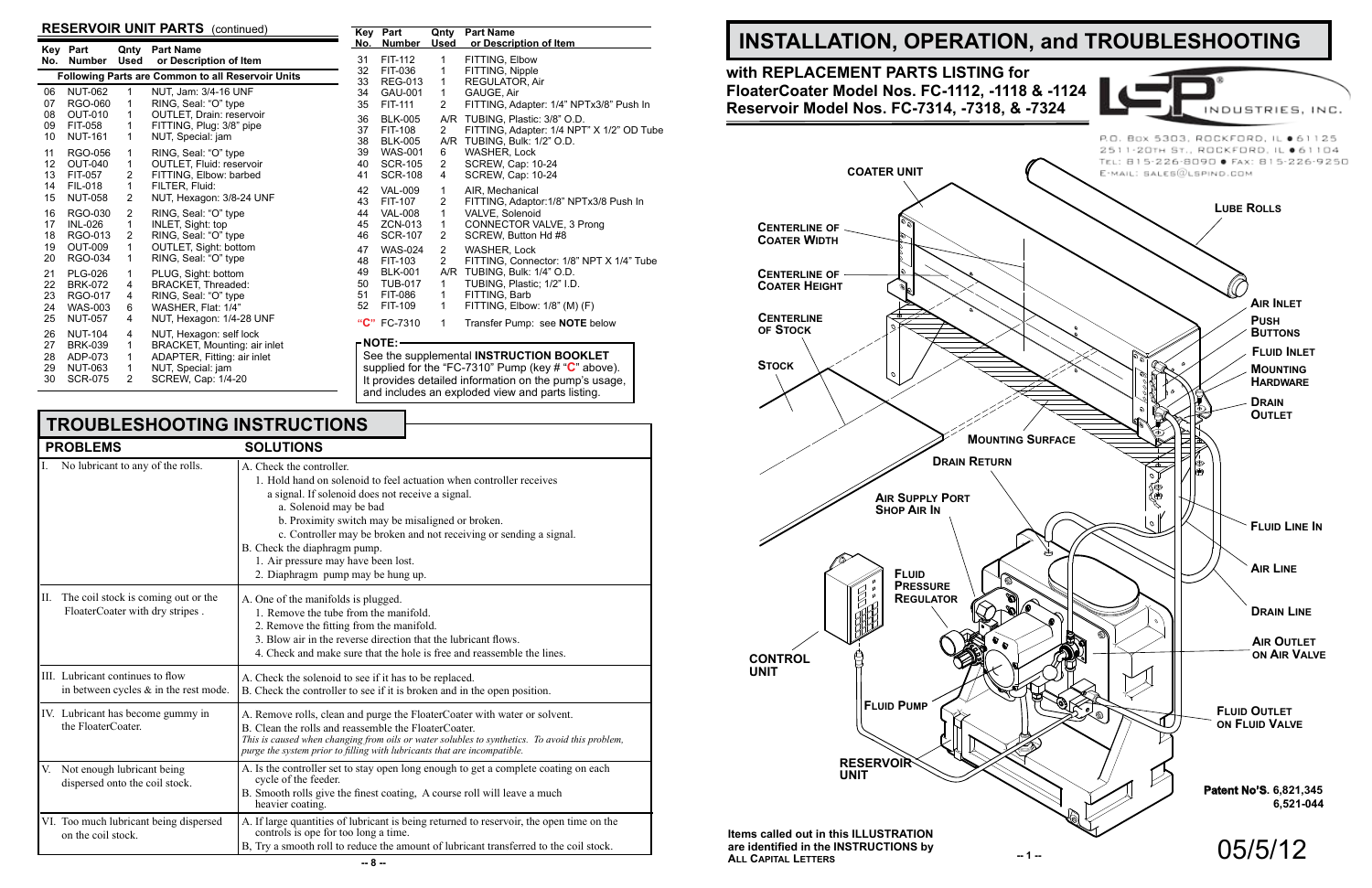## RESERVOIR UNIT PARTS (continued)

| Key No. | Part Number | Qnty Used | Part Name or Description of Item |
|---|---|---|---|
| **Following Parts are Common to all Reservoir Units** | | | |
| 06 | NUT-062 | 1 | NUT, Jam: 3/4-16 UNF |
| 07 | RGO-060 | 1 | RING, Seal: "O" type |
| 08 | OUT-010 | 1 | OUTLET, Drain: reservoir |
| 09 | FIT-058 | 1 | FITTING, Plug: 3/8" pipe |
| 10 | NUT-161 | 1 | NUT, Special: jam |
| 11 | RGO-056 | 1 | RING, Seal: "O" type |
| 12 | OUT-040 | 1 | OUTLET, Fluid: reservoir |
| 13 | FIT-057 | 2 | FITTING, Elbow: barbed |
| 14 | FIL-018 | 1 | FILTER, Fluid: |
| 15 | NUT-058 | 2 | NUT, Hexagon: 3/8-24 UNF |
| 16 | RGO-030 | 2 | RING, Seal: "O" type |
| 17 | INL-026 | 1 | INLET, Sight: top |
| 18 | RGO-013 | 2 | RING, Seal: "O" type |
| 19 | OUT-009 | 1 | OUTLET, Sight: bottom |
| 20 | RGO-034 | 1 | RING, Seal: "O" type |
| 21 | PLG-026 | 1 | PLUG, Sight: bottom |
| 22 | BRK-072 | 4 | BRACKET, Threaded: |
| 23 | RGO-017 | 4 | RING, Seal: "O" type |
| 24 | WAS-003 | 6 | WASHER, Flat: 1/4" |
| 25 | NUT-057 | 4 | NUT, Hexagon: 1/4-28 UNF |
| 26 | NUT-104 | 4 | NUT, Hexagon: self lock |
| 27 | BRK-039 | 1 | BRACKET, Mounting: air inlet |
| 28 | ADP-073 | 1 | ADAPTER, Fitting: air inlet |
| 29 | NUT-063 | 1 | NUT, Special: jam |
| 30 | SCR-075 | 2 | SCREW, Cap: 1/4-20 |
| 31 | FIT-112 | 1 | FITTING, Elbow |
| 32 | FIT-036 | 1 | FITTING, Nipple |
| 33 | REG-013 | 1 | REGULATOR, Air |
| 34 | GAU-001 | 1 | GAUGE, Air |
| 35 | FIT-111 | 2 | FITTING, Adapter: 1/4" NPTx3/8" Push In |
| 36 | BLK-005 | A/R | TUBING, Plastic: 3/8" O.D. |
| 37 | FIT-108 | 2 | FITTING, Adapter: 1/4 NPT" X 1/2" OD Tube |
| 38 | BLK-005 | A/R | TUBING, Bulk: 1/2" O.D. |
| 39 | WAS-001 | 6 | WASHER, Lock |
| 40 | SCR-105 | 2 | SCREW, Cap: 10-24 |
| 41 | SCR-108 | 4 | SCREW, Cap: 10-24 |
| 42 | VAL-009 | 1 | AIR, Mechanical |
| 43 | FIT-107 | 2 | FITTING, Adaptor:1/8" NPTx3/8 Push In |
| 44 | VAL-008 | 1 | VALVE, Solenoid |
| 45 | ZCN-013 | 1 | CONNECTOR VALVE, 3 Prong |
| 46 | SCR-107 | 2 | SCREW, Button Hd #8 |
| 47 | WAS-024 | 2 | WASHER, Lock |
| 48 | FIT-103 | 2 | FITTING, Connector: 1/8" NPT X 1/4" Tube |
| 49 | BLK-001 | A/R | TUBING, Bulk: 1/4" O.D. |
| 50 | TUB-017 | 1 | TUBING, Plastic; 1/2" I.D. |
| 51 | FIT-086 | 1 | FITTING, Barb |
| 52 | FIT-109 | 1 | FITTING, Elbow: 1/8" (M) (F) |
| "C" | FC-7310 | 1 | Transfer Pump: see **NOTE** below |

**NOTE:** See the supplemental **INSTRUCTION BOOKLET** supplied for the "FC-7310" Pump (key # "**C**" above). It provides detailed information on the pump's usage, and includes an exploded view and parts listing.

## TROUBLESHOOTING INSTRUCTIONS

| PROBLEMS | SOLUTIONS |
|---|---|
| I. No lubricant to any of the rolls. | A. Check the controller.<br>1. Hold hand on solenoid to feel actuation when controller receives a signal. If solenoid does not receive a signal.<br>a. Solenoid may be bad<br>b. Proximity switch may be misaligned or broken.<br>c. Controller may be broken and not receiving or sending a signal.<br>B. Check the diaphragm pump.<br>1. Air pressure may have been lost.<br>2. Diaphragm pump may be hung up. |
| II. The coil stock is coming out or the FloaterCoater with dry stripes . | A. One of the manifolds is plugged.<br>1. Remove the tube from the manifold.<br>2. Remove the fitting from the manifold.<br>3. Blow air in the reverse direction that the lubricant flows.<br>4. Check and make sure that the hole is free and reassemble the lines. |
| III. Lubricant continues to flow in between cycles & in the rest mode. | A. Check the solenoid to see if it has to be replaced.<br>B. Check the controller to see if it is broken and in the open position. |
| IV. Lubricant has become gummy in the FloaterCoater. | A. Remove rolls, clean and purge the FloaterCoater with water or solvent.<br>B. Clean the rolls and reassemble the FloaterCoater.<br>*This is caused when changing from oils or water solubles to synthetics. To avoid this problem, purge the system prior to filling with lubricants that are incompatible.* |
| V. Not enough lubricant being dispersed onto the coil stock. | A. Is the controller set to stay open long enough to get a complete coating on each cycle of the feeder.<br>B. Smooth rolls give the finest coating, A course roll will leave a much heavier coating. |
| VI. Too much lubricant being dispersed on the coil stock. | A. If large quantities of lubricant is being returned to reservoir, the open time on the controls is ope for too long a time.<br>B, Try a smooth roll to reduce the amount of lubricant transferred to the coil stock. |

# INSTALLATION, OPERATION, and TROUBLESHOOTING

**with REPLACEMENT PARTS LISTING for FloaterCoater Model Nos. FC-1112, -1118 & -1124 Reservoir Model Nos. FC-7314, -7318, & -7324**

LSP INDUSTRIES, INC.

P.O. Box 5303, Rockford, IL 61125
2511-20th St., Rockford, IL 61104
Tel: 815-226-8090 • Fax: 815-226-9250
E-mail: sales@lspind.com

COATER UNIT, LUBE ROLLS, CENTERLINE OF COATER WIDTH, CENTERLINE OF COATER HEIGHT, CENTERLINE OF STOCK, STOCK, AIR INLET, PUSH BUTTONS, FLUID INLET, MOUNTING HARDWARE, DRAIN OUTLET, MOUNTING SURFACE, DRAIN RETURN, AIR SUPPLY PORT SHOP AIR IN, FLUID LINE IN, FLUID PRESSURE REGULATOR, AIR LINE, DRAIN LINE, AIR OUTLET ON AIR VALVE, CONTROL UNIT, FLUID PUMP, FLUID OUTLET ON FLUID VALVE, RESERVOIR UNIT

**Patent No'S. 6,821,345 6,521-044**

**Items called out in this ILLUSTRATION are identified in the INSTRUCTIONS by ALL CAPITAL LETTERS**

05/5/12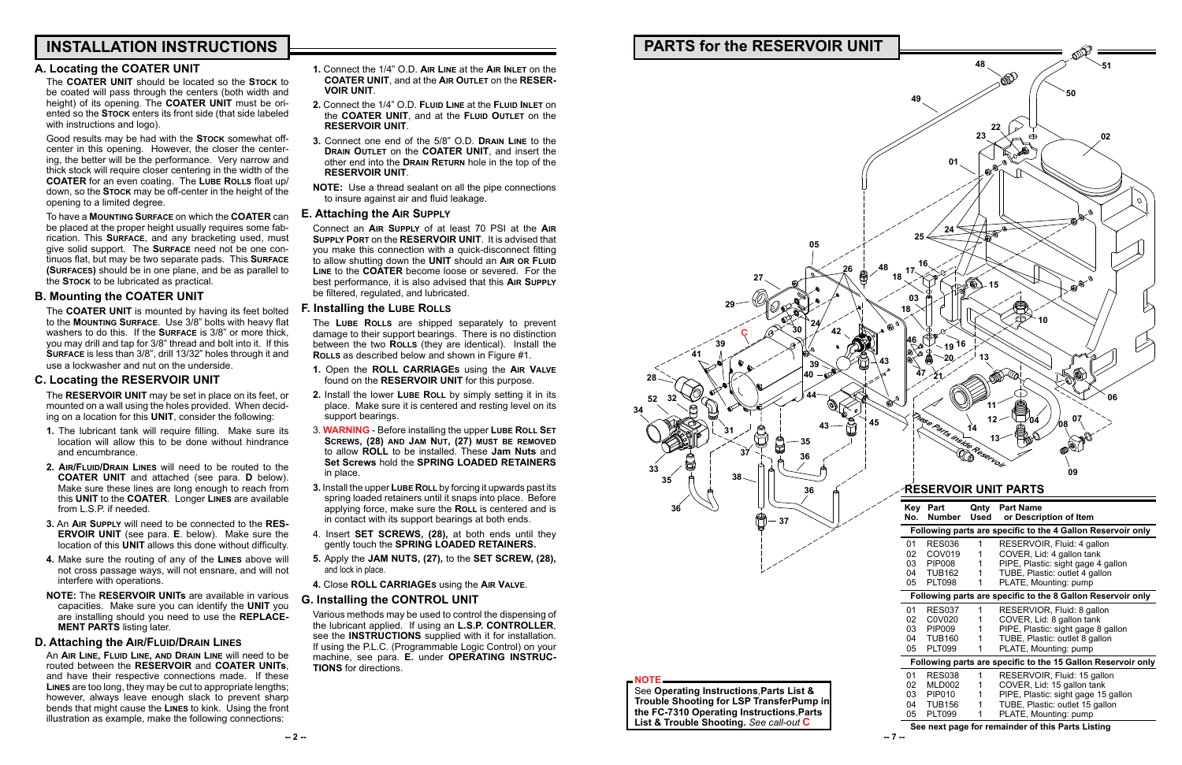# INSTALLATION INSTRUCTIONS

## A. Locating the COATER UNIT

The **COATER UNIT** should be located so the **STOCK** to be coated will pass through the centers (both width and height) of its opening. The **COATER UNIT** must be oriented so the **STOCK** enters its front side (that side labeled with instructions and logo).

Good results may be had with the **STOCK** somewhat off-center in this opening. However, the closer the centering, the better will be the performance. Very narrow and thick stock will require closer centering in the width of the **COATER** for an even coating. The **LUBE ROLLS** float up/down, so the **STOCK** may be off-center in the height of the opening to a limited degree.

To have a **MOUNTING SURFACE** on which the **COATER** can be placed at the proper height usually requires some fabrication. This **SURFACE**, and any bracketing used, must give solid support. The **SURFACE** need not be one continuous flat, but may be two separate pads. This **SURFACE (SURFACES)** should be in one plane, and be as parallel to the **STOCK** to be lubricated as practical.

## B. Mounting the COATER UNIT

The **COATER UNIT** is mounted by having its feet bolted to the **MOUNTING SURFACE**. Use 3/8" bolts with heavy flat washers to do this. If the **SURFACE** is 3/8" or more thick, you may drill and tap for 3/8" thread and bolt into it. If this **SURFACE** is less than 3/8", drill 13/32" holes through it and use a lockwasher and nut on the underside.

## C. Locating the RESERVOIR UNIT

The **RESERVOIR UNIT** may be set in place on its feet, or mounted on a wall using the holes provided. When deciding on a location for this **UNIT**, consider the following:

1. The lubricant tank will require filling. Make sure its location will allow this to be done without hindrance and encumbrance.
2. **AIR/FLUID/DRAIN LINES** will need to be routed to the **COATER UNIT** and attached (see para. **D** below). Make sure these lines are long enough to reach from this **UNIT** to the **COATER**. Longer **LINES** are available from L.S.P. if needed.
3. An **AIR SUPPLY** will need to be connected to the **RESERVOIR UNIT** (see para. **E**. below). Make sure the location of this **UNIT** allows this done without difficulty.
4. Make sure the routing of any of the **LINES** above will not cross passage ways, will not ensnare, and will not interfere with operations.

**NOTE:** The **RESERVOIR UNITs** are available in various capacities. Make sure you can identify the **UNIT** you are installing should you need to use the **REPLACEMENT PARTS** listing later.

## D. Attaching the AIR/FLUID/DRAIN LINES

An **AIR LINE, FLUID LINE, AND DRAIN LINE** will need to be routed between the **RESERVOIR** and **COATER UNITs**, and have their respective connections made. If these **LINES** are too long, they may be cut to appropriate lengths; however, always leave enough slack to prevent sharp bends that might cause the **LINES** to kink. Using the front illustration as example, make the following connections:

1. Connect the 1/4" O.D. **AIR LINE** at the **AIR INLET** on the **COATER UNIT**, and at the **AIR OUTLET** on the **RESERVOIR UNIT**.
2. Connect the 1/4" O.D. **FLUID LINE** at the **FLUID INLET** on the **COATER UNIT**, and at the **FLUID OUTLET** on the **RESERVOIR UNIT**.
3. Connect one end of the 5/8" O.D. **DRAIN LINE** to the **DRAIN OUTLET** on the **COATER UNIT**, and insert the other end into the **DRAIN RETURN** hole in the top of the **RESERVOIR UNIT**.

**NOTE:** Use a thread sealant on all the pipe connections to insure against air and fluid leakage.

## E. Attaching the AIR SUPPLY

Connect an **AIR SUPPLY** of at least 70 PSI at the **AIR SUPPLY PORT** on the **RESERVOIR UNIT**. It is advised that you make this connection with a quick-disconnect fitting to allow shutting down the **UNIT** should an **AIR OR FLUID LINE** to the **COATER** become loose or severed. For the best performance, it is also advised that this **AIR SUPPLY** be filtered, regulated, and lubricated.

## F. Installing the LUBE ROLLS

The **LUBE ROLLS** are shipped separately to prevent damage to their support bearings. There is no distinction between the two **ROLLS** (they are identical). Install the **ROLLS** as described below and shown in Figure #1.

1. Open the **ROLL CARRIAGEs** using the **AIR VALVE** found on the **RESERVOIR UNIT** for this purpose.
2. Install the lower **LUBE ROLL** by simply setting it in its place. Make sure it is centered and resting level on its support bearings.
3. **WARNING** - Before installing the upper **LUBE ROLL SET SCREWS, (28) AND JAM NUT, (27) MUST BE REMOVED** to allow **ROLL** to be installed. These **Jam Nuts** and **Set Screws** hold the **SPRING LOADED RETAINERS** in place.
3. Install the upper **LUBE ROLL** by forcing it upwards past its spring loaded retainers until it snaps into place. Before applying force, make sure the **ROLL** is centered and is in contact with its support bearings at both ends.
4. Insert **SET SCREWS, (28),** at both ends until they gently touch the **SPRING LOADED RETAINERS.**
5. Apply the **JAM NUTS, (27),** to the **SET SCREW, (28),** and lock in place.
4. Close **ROLL CARRIAGEs** using the **AIR VALVE**.

## G. Installing the CONTROL UNIT

Various methods may be used to control the dispensing of the lubricant applied. If using an **L.S.P. CONTROLLER**, see the **INSTRUCTIONS** supplied with it for installation. If using the P.L.C. (Programmable Logic Control) on your machine, see para. **E.** under **OPERATING INSTRUCTIONS** for directions.

# PARTS for the RESERVOIR UNIT

**NOTE**

See **Operating Instructions**, **Parts List & Trouble Shooting for LSP TransferPump in the FC-7310 Operating Instructions**, **Parts List & Trouble Shooting.** *See call-out* **C**

## RESERVOIR UNIT PARTS

| Key No. | Part Number | Qnty Used | Part Name or Description of Item |
|---|---|---|---|
| **Following parts are specific to the 4 Gallon Reservoir only** | | | |
| 01 | RES036 | 1 | RESERVOIR, Fluid: 4 gallon |
| 02 | COV019 | 1 | COVER, Lid: 4 gallon tank |
| 03 | PIP008 | 1 | PIPE, Plastic: sight gage 4 gallon |
| 04 | TUB162 | 1 | TUBE, Plastic: outlet 4 gallon |
| 05 | PLT098 | 1 | PLATE, Mounting: pump |
| **Following parts are specific to the 8 Gallon Reservoir only** | | | |
| 01 | RES037 | 1 | RESERVIOR, Fluid: 8 gallon |
| 02 | C0V020 | 1 | COVER, Lid: 8 gallon tank |
| 03 | PIP009 | 1 | PIPE, Plastic: sight gage 8 gallon |
| 04 | TUB160 | 1 | TUBE, Plastic: outlet 8 gallon |
| 05 | PLT099 | 1 | PLATE, Mounting: pump |
| **Following parts are specific to the 15 Gallon Reservoir only** | | | |
| 01 | RES038 | 1 | RESERVOIR, Fluid: 15 gallon |
| 02 | MLD002 | 1 | COVER, Lid: 15 gallon tank |
| 03 | PIP010 | 1 | PIPE, Plastic: sight gage 15 gallon |
| 04 | TUB156 | 1 | TUBE, Plastic: outlet 15 gallon |
| 05 | PLT099 | 1 | PLATE, Mounting: pump |

**See next page for remainder of this Parts Listing**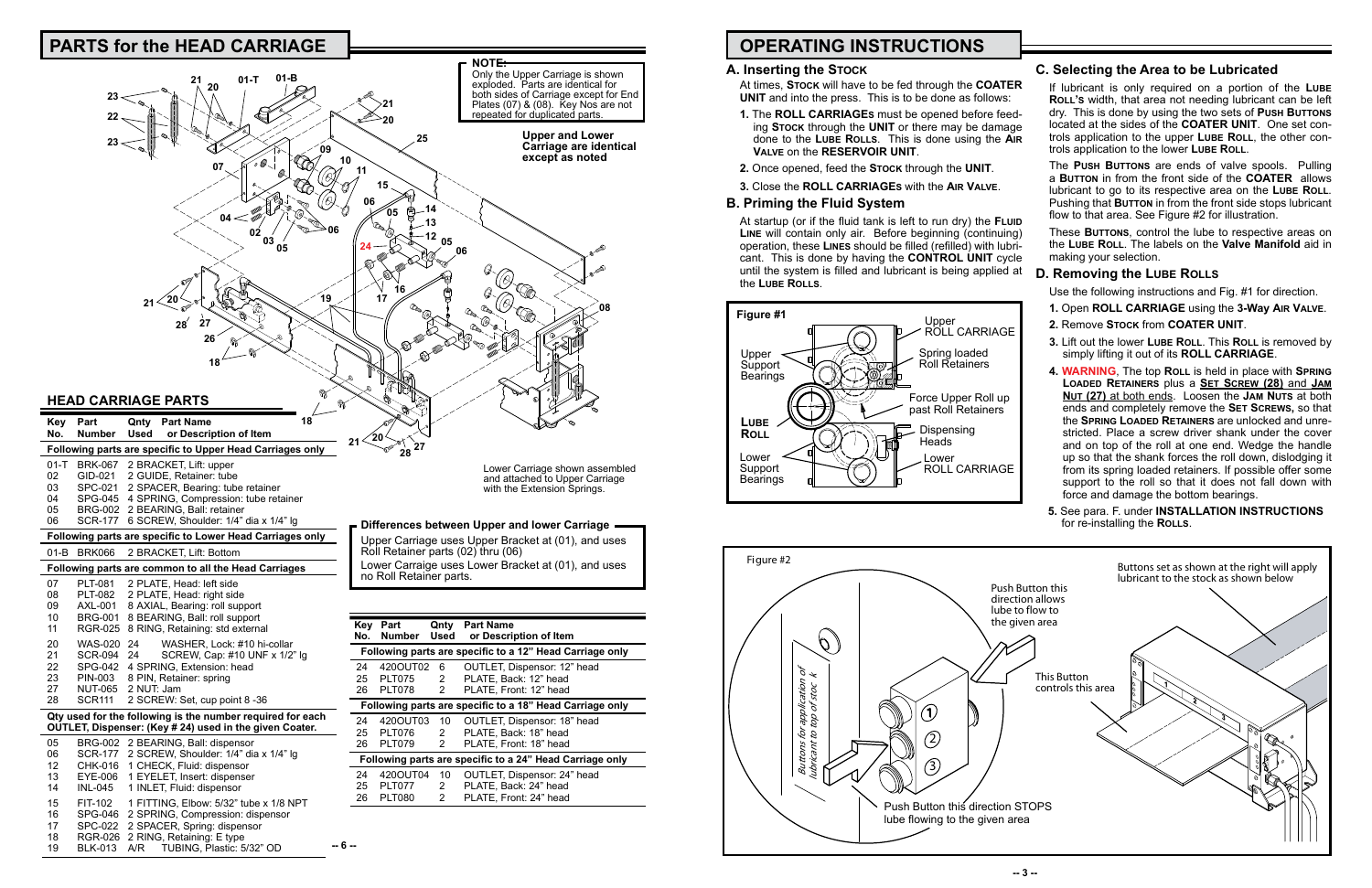## PARTS for the HEAD CARRIAGE

**NOTE:** Only the Upper Carriage is shown exploded. Parts are identical for both sides of Carriage except for End Plates (07) & (08). Key Nos are not repeated for duplicated parts.

Upper and Lower Carriage are identical except as noted

Lower Carriage shown assembled and attached to Upper Carriage with the Extension Springs.

### HEAD CARRIAGE PARTS

| Key No. | Part Number | Qnty Used | Part Name or Description of Item |
|---|---|---|---|
| **Following parts are specific to Upper Head Carriages only** | | | |
| 01-T | BRK-067 | 2 | BRACKET, Lift: upper |
| 02 | GID-021 | 2 | GUIDE, Retainer: tube |
| 03 | SPC-021 | 2 | SPACER, Bearing: tube retainer |
| 04 | SPG-045 | 4 | SPRING, Compression: tube retainer |
| 05 | BRG-002 | 2 | BEARING, Ball: retainer |
| 06 | SCR-177 | 6 | SCREW, Shoulder: 1/4" dia x 1/4" lg |
| **Following parts are specific to Lower Head Carriages only** | | | |
| 01-B | BRK066 | 2 | BRACKET, Lift: Bottom |
| **Following parts are common to all the Head Carriages** | | | |
| 07 | PLT-081 | 2 | PLATE, Head: left side |
| 08 | PLT-082 | 2 | PLATE, Head: right side |
| 09 | AXL-001 | 8 | AXIAL, Bearing: roll support |
| 10 | BRG-001 | 8 | BEARING, Ball: roll support |
| 11 | RGR-025 | 8 | RING, Retaining: std external |
| 20 | WAS-020 | 24 | WASHER, Lock: #10 hi-collar |
| 21 | SCR-094 | 24 | SCREW, Cap: #10 UNF x 1/2" lg |
| 22 | SPG-042 | 4 | SPRING, Extension: head |
| 23 | PIN-003 | 8 | PIN, Retainer: spring |
| 27 | NUT-065 | 2 | NUT: Jam |
| 28 | SCR111 | 2 | SCREW: Set, cup point 8 -36 |
| **Qty used for the following is the number required for each OUTLET, Dispenser: (Key # 24) used in the given Coater.** | | | |
| 05 | BRG-002 | 2 | BEARING, Ball: dispensor |
| 06 | SCR-177 | 2 | SCREW, Shoulder: 1/4" dia x 1/4" lg |
| 12 | CHK-016 | 1 | CHECK, Fluid: dispensor |
| 13 | EYE-006 | 1 | EYELET, Insert: dispenser |
| 14 | INL-045 | 1 | INLET, Fluid: dispensor |
| 15 | FIT-102 | 1 | FITTING, Elbow: 5/32" tube x 1/8 NPT |
| 16 | SPG-046 | 2 | SPRING, Compression: dispensor |
| 17 | SPC-022 | 2 | SPACER, Spring: dispensor |
| 18 | RGR-026 | 2 | RING, Retaining: E type |
| 19 | BLK-013 | A/R | TUBING, Plastic: 5/32" OD |

**Differences between Upper and lower Carriage**

Upper Carriage uses Upper Bracket at (01), and uses Roll Retainer parts (02) thru (06)

Lower Carraige uses Lower Bracket at (01), and uses no Roll Retainer parts.

| Key No. | Part Number | Qnty Used | Part Name or Description of Item |
|---|---|---|---|
| **Following parts are specific to a 12" Head Carriage only** | | | |
| 24 | 420OUT02 | 6 | OUTLET, Dispensor: 12" head |
| 25 | PLT075 | 2 | PLATE, Back: 12" head |
| 26 | PLT078 | 2 | PLATE, Front: 12" head |
| **Following parts are specific to a 18" Head Carriage only** | | | |
| 24 | 420OUT03 | 10 | OUTLET, Dispensor: 18" head |
| 25 | PLT076 | 2 | PLATE, Back: 18" head |
| 26 | PLT079 | 2 | PLATE, Front: 18" head |
| **Following parts are specific to a 24" Head Carriage only** | | | |
| 24 | 420OUT04 | 10 | OUTLET, Dispensor: 24" head |
| 25 | PLT077 | 2 | PLATE, Back: 24" head |
| 26 | PLT080 | 2 | PLATE, Front: 24" head |

## OPERATING INSTRUCTIONS

### A. Inserting the Stock

At times, **Stock** will have to be fed through the **COATER UNIT** and into the press. This is to be done as follows:

1. The **ROLL CARRIAGEs** must be opened before feeding **Stock** through the **UNIT** or there may be damage done to the **Lube Rolls**. This is done using the **Air Valve** on the **RESERVOIR UNIT**.
2. Once opened, feed the **Stock** through the **UNIT**.
3. Close the **ROLL CARRIAGEs** with the **Air Valve**.

### B. Priming the Fluid System

At startup (or if the fluid tank is left to run dry) the **Fluid Line** will contain only air. Before beginning (continuing) operation, these **Lines** should be filled (refilled) with lubricant. This is done by having the **CONTROL UNIT** cycle until the system is filled and lubricant is being applied at the **Lube Rolls**.

**Figure #1**

Upper ROLL CARRIAGE; Upper Support Bearings; Spring loaded Roll Retainers; Force Upper Roll up past Roll Retainers; **Lube Roll**; Dispensing Heads; Lower Support Bearings; Lower ROLL CARRIAGE

### C. Selecting the Area to be Lubricated

If lubricant is only required on a portion of the **Lube Roll's** width, that area not needing lubricant can be left dry. This is done by using the two sets of **Push Buttons** located at the sides of the **COATER UNIT**. One set controls application to the upper **Lube Roll**, the other controls application to the lower **Lube Roll**.

The **Push Buttons** are ends of valve spools. Pulling a **Button** in from the front side of the **COATER** allows lubricant to go to its respective area on the **Lube Roll**. Pushing that **Button** in from the front side stops lubricant flow to that area. See Figure #2 for illustration.

These **Buttons**, control the lube to respective areas on the **Lube Roll**. The labels on the **Valve Manifold** aid in making your selection.

### D. Removing the Lube Rolls

Use the following instructions and Fig. #1 for direction.

1. Open **ROLL CARRIAGE** using the **3-Way Air Valve**.
2. Remove **Stock** from **COATER UNIT**.
3. Lift out the lower **Lube Roll**. This **Roll** is removed by simply lifting it out of its **ROLL CARRIAGE**.
4. **WARNING**, The top **Roll** is held in place with **Spring Loaded Retainers** plus a **Set Screw (28)** and **Jam Nut (27)** at both ends. Loosen the **Jam Nuts** at both ends and completely remove the **Set Screws**, so that the **Spring Loaded Retainers** are unlocked and unrestricted. Place a screw driver shank under the cover and on top of the roll at one end. Wedge the handle up so that the shank forces the roll down, dislodging it from its spring loaded retainers. If possible offer some support to the roll so that it does not fall down with force and damage the bottom bearings.
5. See para. F. under **INSTALLATION INSTRUCTIONS** for re-installing the **Rolls**.

**Figure #2**

Buttons set as shown at the right will apply lubricant to the stock as shown below

Push Button this direction allows lube to flow to the given area

This Button controls this area

Buttons for application of lubricant to top of stock

Push Button this direction STOPS lube flowing to the given area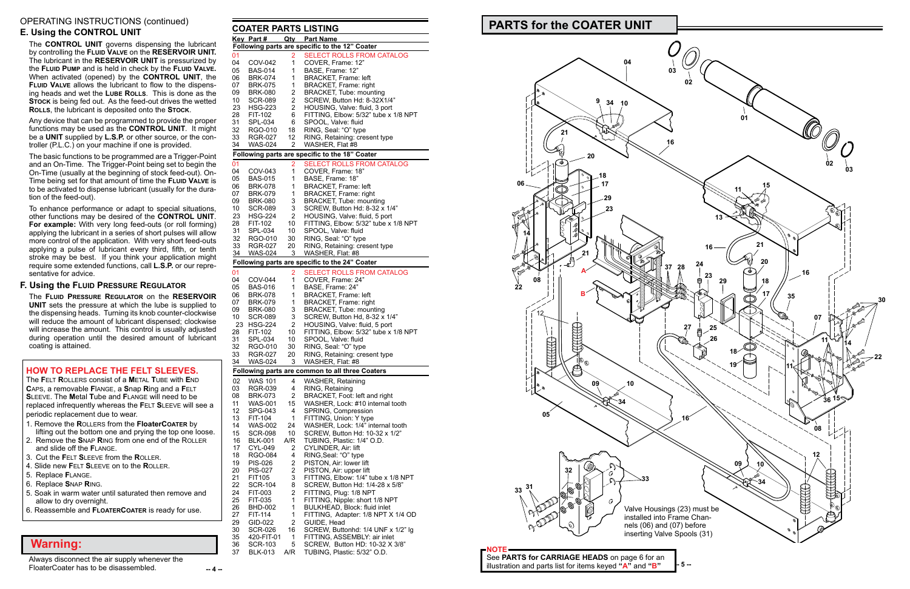OPERATING INSTRUCTIONS (continued)

## E. Using the CONTROL UNIT

The **CONTROL UNIT** governs dispensing the lubricant by controlling the **FLUID VALVE** on the **RESERVOIR UNIT.** The lubricant in the **RESERVOIR UNIT** is pressurized by the **FLUID PUMP** and is held in check by the **FLUID VALVE.** When activated (opened) by the **CONTROL UNIT**, the **FLUID VALVE** allows the lubricant to flow to the dispensing heads and wet the **LUBE ROLLS**. This is done as the **STOCK** is being fed out. As the feed-out drives the wetted **ROLLS**, the lubricant is deposited onto the **STOCK**.

Any device that can be programmed to provide the proper functions may be used as the **CONTROL UNIT**. It might be a **UNIT** supplied by **L.S.P.** or other source, or the controller (P.L.C.) on your machine if one is provided.

The basic functions to be programmed are a Trigger-Point and an On-Time. The Trigger-Point being set to begin the On-Time (usually at the beginning of stock feed-out). On-Time being set for that amount of time the **FLUID VALVE** is to be activated to dispense lubricant (usually for the duration of the feed-out).

To enhance performance or adapt to special situations, other functions may be desired of the **CONTROL UNIT**. **For example:** With very long feed-outs (or roll forming) applying the lubricant in a series of short pulses will allow more control of the application. With very short feed-outs applying a pulse of lubricant every third, fifth, or tenth stroke may be best. If you think your application might require some extended functions, call **L.S.P.** or our representative for advice.

## F. Using the FLUID PRESSURE REGULATOR

The **FLUID PRESSURE REGULATOR** on the **RESERVOIR UNIT** sets the pressure at which the lube is supplied to the dispensing heads. Turning its knob counter-clockwise will reduce the amount of lubricant dispensed; clockwise will increase the amount. This control is usually adjusted during operation until the desired amount of lubricant coating is attained.

## HOW TO REPLACE THE FELT SLEEVES.

The **FELT ROLLERS** consist of a **METAL TUBE** with **END CAPS**, a removable **FLANGE**, a **SNAP RING** and a **FELT SLEEVE**. The **Metal Tube** and **FLANGE** will need to be replaced infrequently whereas the **FELT SLEEVE** will see a periodic replacement due to wear.

1. Remove the **ROLLERS** from the **FloaterCOATER** by lifting out the bottom one and prying the top one loose.
2. Remove the **SNAP RING** from one end of the **ROLLER** and slide off the **FLANGE**.
3. Cut the **FELT SLEEVE** from the **ROLLER**.
4. Slide new **FELT SLEEVE** on to the **ROLLER**.
5. Replace **FLANGE**.
6. Replace **SNAP RING**.
5. Soak in warm water until saturated then remove and allow to dry overnight.
6. Reassemble and **FLOATERCOATER** is ready for use.

## Warning:

Always disconnect the air supply whenever the FloaterCoater has to be disassembled.

## COATER PARTS LISTING

| Key | Part # | Qty | Part Name |
|---|---|---|---|
| **Following parts are specific to the 12" Coater** | | | |
| 01 | | 2 | SELECT ROLLS FROM CATALOG |
| 04 | COV-042 | 1 | COVER, Frame: 12" |
| 05 | BAS-014 | 1 | BASE, Frame: 12" |
| 06 | BRK-074 | 1 | BRACKET, Frame: left |
| 07 | BRK-075 | 1 | BRACKET, Frame: right |
| 09 | BRK-080 | 2 | BRACKET, Tube: mounting |
| 10 | SCR-089 | 2 | SCREW, Button Hd: 8-32X1/4" |
| 23 | HSG-223 | 2 | HOUSING, Valve: fluid, 3 port |
| 28 | FIT-102 | 6 | FITTING, Elbow: 5/32" tube x 1/8 NPT |
| 31 | SPL-034 | 6 | SPOOL, Valve: fluid |
| 32 | RGO-010 | 18 | RING, Seal: "O" type |
| 33 | RGR-027 | 12 | RING, Retaining: cresent type |
| 34 | WAS-024 | 2 | WASHER, Flat #8 |
| **Following parts are specific to the 18" Coater** | | | |
| 01 | | 2 | SELECT ROLLS FROM CATALOG |
| 04 | COV-043 | 1 | COVER, Frame: 18" |
| 05 | BAS-015 | 1 | BASE, Frame: 18" |
| 06 | BRK-078 | 1 | BRACKET, Frame: left |
| 07 | BRK-079 | 1 | BRACKET, Frame: right |
| 09 | BRK-080 | 3 | BRACKET, Tube: mounting |
| 10 | SCR-089 | 3 | SCREW, Button Hd: 8-32 x 1/4" |
| 23 | HSG-224 | 2 | HOUSING, Valve: fluid, 5 port |
| 28 | FIT-102 | 10 | FITTING, Elbow: 5/32" tube x 1/8 NPT |
| 31 | SPL-034 | 10 | SPOOL, Valve: fluid |
| 32 | RGO-010 | 30 | RING, Seal: "O" type |
| 33 | RGR-027 | 20 | RING, Retaining: cresent type |
| 34 | WAS-024 | 3 | WASHER, Flat: #8 |
| **Following parts are specific to the 24" Coater** | | | |
| 01 | | 2 | SELECT ROLLS FROM CATALOG |
| 04 | COV-044 | 1 | COVER, Frame: 24" |
| 05 | BAS-016 | 1 | BASE, Frame: 24" |
| 06 | BRK-078 | 1 | BRACKET, Frame: left |
| 07 | BRK-079 | 1 | BRACKET, Frame: right |
| 09 | BRK-080 | 3 | BRACKET, Tube: mounting |
| 10 | SCR-089 | 3 | SCREW, Button Hd, 8-32 x 1/4" |
| 23 | HSG-224 | 2 | HOUSING, Valve: fluid, 5 port |
| 28 | FIT-102 | 10 | FITTING, Elbow: 5/32" tube x 1/8 NPT |
| 31 | SPL-034 | 10 | SPOOL, Valve: fluid |
| 32 | RGO-010 | 30 | RING, Seal: "O" type |
| 33 | RGR-027 | 20 | RING, Retaining: cresent type |
| 34 | WAS-024 | 3 | WASHER, Flat: #8 |
| **Following parts are common to all three Coaters** | | | |
| 02 | WAS 101 | 4 | WASHER, Retaining |
| 03 | RGR-039 | 4 | RING, Retaining |
| 08 | BRK-073 | 2 | BRACKET, Foot: left and right |
| 11 | WAS-001 | 15 | WASHER, Lock: #10 internal tooth |
| 12 | SPG-043 | 4 | SPRING, Compression |
| 13 | FIT-104 | 1 | FITTING, Union: Y type |
| 14 | WAS-002 | 24 | WASHER, Lock: 1/4" internal tooth |
| 15 | SCR-098 | 10 | SCREW, Button Hd: 10-32 x 1/2" |
| 16 | BLK-001 | A/R | TUBING, Plastic: 1/4" O.D. |
| 17 | CYL-049 | 2 | CYLINDER, Air: lift |
| 18 | RGO-084 | 4 | RING,Seal: "O" type |
| 19 | PIS-026 | 2 | PISTON, Air: lower lift |
| 20 | PIS-027 | 2 | PISTON, Air: upper lift |
| 21 | FIT105 | 3 | FITTING, Elbow: 1/4" tube x 1/8 NPT |
| 22 | SCR-104 | 8 | SCREW, Button Hd: 1/4-28 x 5/8" |
| 24 | FIT-003 | 2 | FITTING, Plug: 1/8 NPT |
| 25 | FIT-035 | 1 | FITTING, Nipple: short 1/8 NPT |
| 26 | BHD-002 | 1 | BULKHEAD, Block: fluid inlet |
| 27 | FIT-114 | 1 | FITTING, Adapter: 1/8 NPT X 1/4 OD |
| 29 | GID-022 | 2 | GUIDE, Head |
| 30 | SCR-026 | 16 | SCREW, Buttonhd: 1/4 UNF x 1/2" lg |
| 35 | 420-FIT-01 | 1 | FITTING, ASSEMBLY: air inlet |
| 36 | SCR-103 | 5 | SCREW, Button HD: 10-32 x 3/8" |
| 37 | BLK-013 | A/R | TUBING, Plastic: 5/32" O.D. |

## PARTS for the COATER UNIT

Valve Housings (23) must be installed into Frame Channels (06) and (07) before inserting Valve Spools (31)

**NOTE**

See **PARTS for CARRIAGE HEADS** on page 6 for an illustration and parts list for items keyed **"A"** and **"B"**